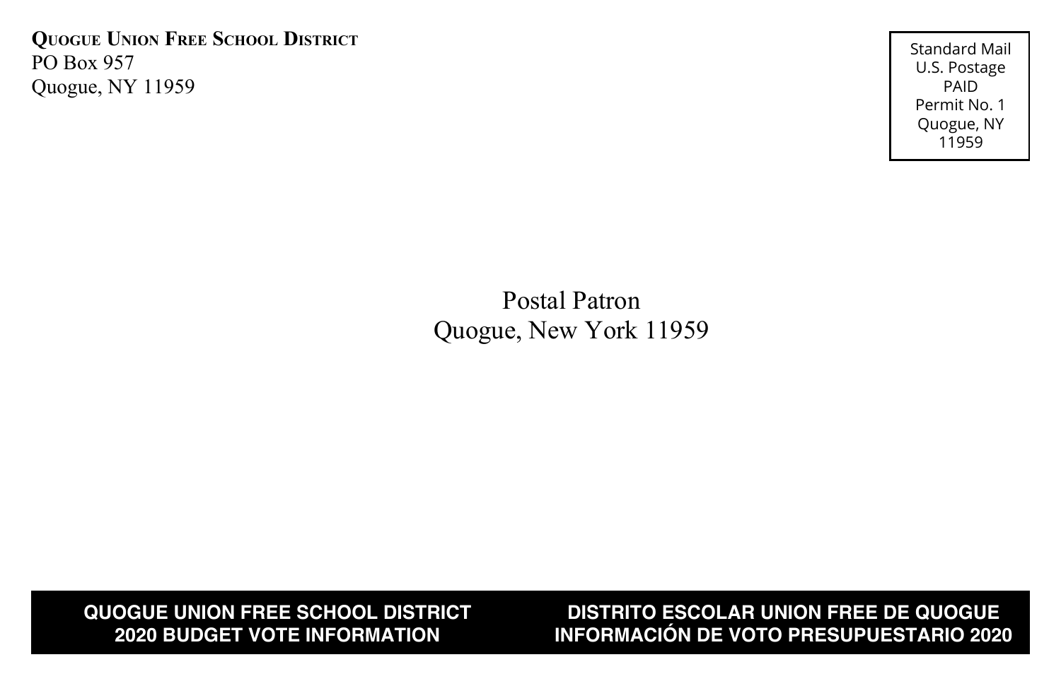**Quogue Union Free School District**
PO Box 957
Quogue, NY 11959

Standard Mail
U.S. Postage
PAID
Permit No. 1
Quogue, NY
11959

Postal Patron
Quogue, New York 11959

**QUOGUE UNION FREE SCHOOL DISTRICT**
**2020 BUDGET VOTE INFORMATION**

**DISTRITO ESCOLAR UNION FREE DE QUOGUE**
**INFORMACIÓN DE VOTO PRESUPUESTARIO 2020**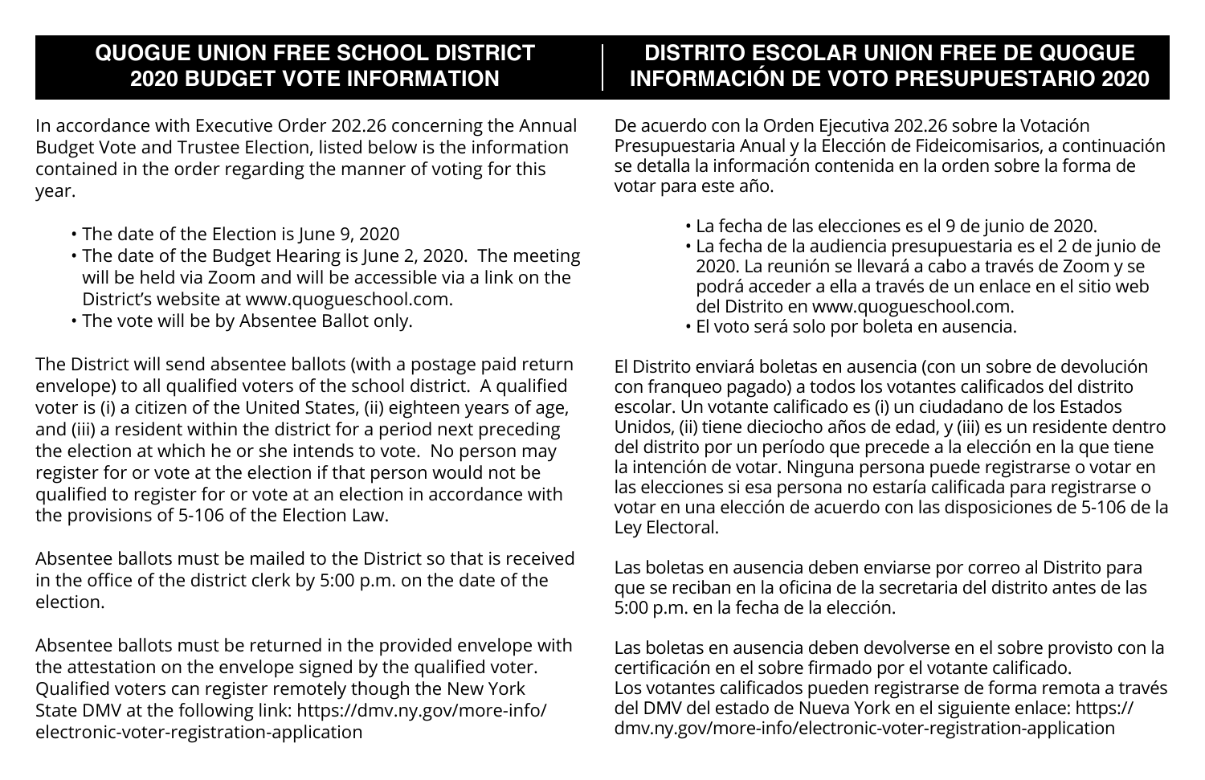## QUOGUE UNION FREE SCHOOL DISTRICT 2020 BUDGET VOTE INFORMATION

In accordance with Executive Order 202.26 concerning the Annual Budget Vote and Trustee Election, listed below is the information contained in the order regarding the manner of voting for this year.

- The date of the Election is June 9, 2020
- The date of the Budget Hearing is June 2, 2020. The meeting will be held via Zoom and will be accessible via a link on the District's website at www.quogueschool.com.
- The vote will be by Absentee Ballot only.

The District will send absentee ballots (with a postage paid return envelope) to all qualified voters of the school district. A qualified voter is (i) a citizen of the United States, (ii) eighteen years of age, and (iii) a resident within the district for a period next preceding the election at which he or she intends to vote. No person may register for or vote at the election if that person would not be qualified to register for or vote at an election in accordance with the provisions of 5-106 of the Election Law.

Absentee ballots must be mailed to the District so that is received in the office of the district clerk by 5:00 p.m. on the date of the election.

Absentee ballots must be returned in the provided envelope with the attestation on the envelope signed by the qualified voter. Qualified voters can register remotely though the New York State DMV at the following link: https://dmv.ny.gov/more-info/electronic-voter-registration-application

## DISTRITO ESCOLAR UNION FREE DE QUOGUE INFORMACIÓN DE VOTO PRESUPUESTARIO 2020

De acuerdo con la Orden Ejecutiva 202.26 sobre la Votación Presupuestaria Anual y la Elección de Fideicomisarios, a continuación se detalla la información contenida en la orden sobre la forma de votar para este año.

- La fecha de las elecciones es el 9 de junio de 2020.
- La fecha de la audiencia presupuestaria es el 2 de junio de 2020. La reunión se llevará a cabo a través de Zoom y se podrá acceder a ella a través de un enlace en el sitio web del Distrito en www.quogueschool.com.
- El voto será solo por boleta en ausencia.

El Distrito enviará boletas en ausencia (con un sobre de devolución con franqueo pagado) a todos los votantes calificados del distrito escolar. Un votante calificado es (i) un ciudadano de los Estados Unidos, (ii) tiene dieciocho años de edad, y (iii) es un residente dentro del distrito por un período que precede a la elección en la que tiene la intención de votar. Ninguna persona puede registrarse o votar en las elecciones si esa persona no estaría calificada para registrarse o votar en una elección de acuerdo con las disposiciones de 5-106 de la Ley Electoral.

Las boletas en ausencia deben enviarse por correo al Distrito para que se reciban en la oficina de la secretaria del distrito antes de las 5:00 p.m. en la fecha de la elección.

Las boletas en ausencia deben devolverse en el sobre provisto con la certificación en el sobre firmado por el votante calificado.
Los votantes calificados pueden registrarse de forma remota a través del DMV del estado de Nueva York en el siguiente enlace: https://dmv.ny.gov/more-info/electronic-voter-registration-application